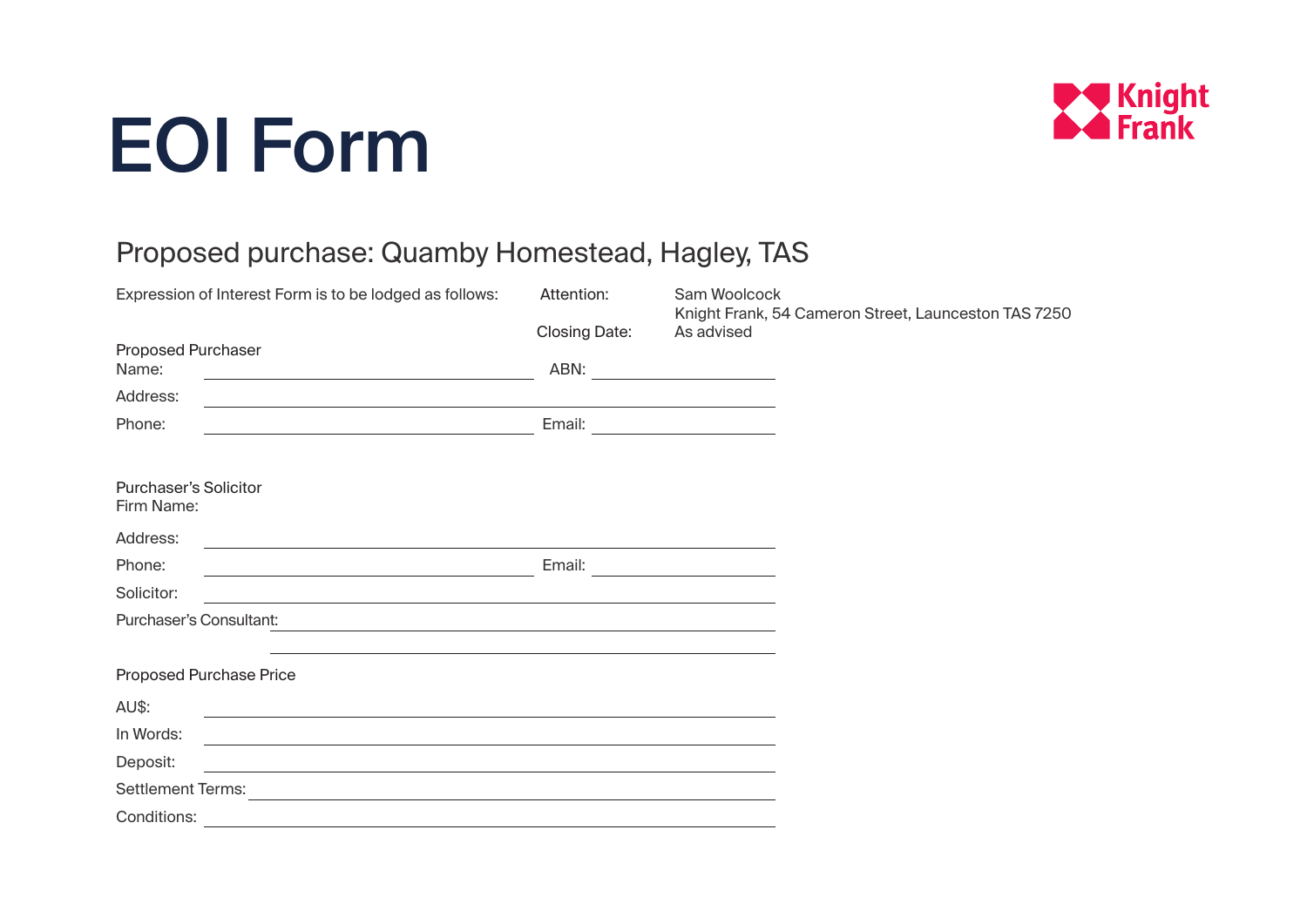# EOI Form

Knight Frank

## Proposed purchase: Quamby Homestead, Hagley, TAS

Expression of Interest Form is to be lodged as follows:

Attention: Sam Woolcock
Knight Frank, 54 Cameron Street, Launceston TAS 7250

Closing Date: As advised

### Proposed Purchaser

Name: ______________________ ABN: ______________________

Address: ______________________

Phone: ______________________ Email: ______________________

### Purchaser's Solicitor

Firm Name:

Address: ______________________

Phone: ______________________ Email: ______________________

Solicitor: ______________________

Purchaser's Consultant: ______________________

______________________

### Proposed Purchase Price

AU$: ______________________

In Words: ______________________

Deposit: ______________________

Settlement Terms: ______________________

Conditions: ______________________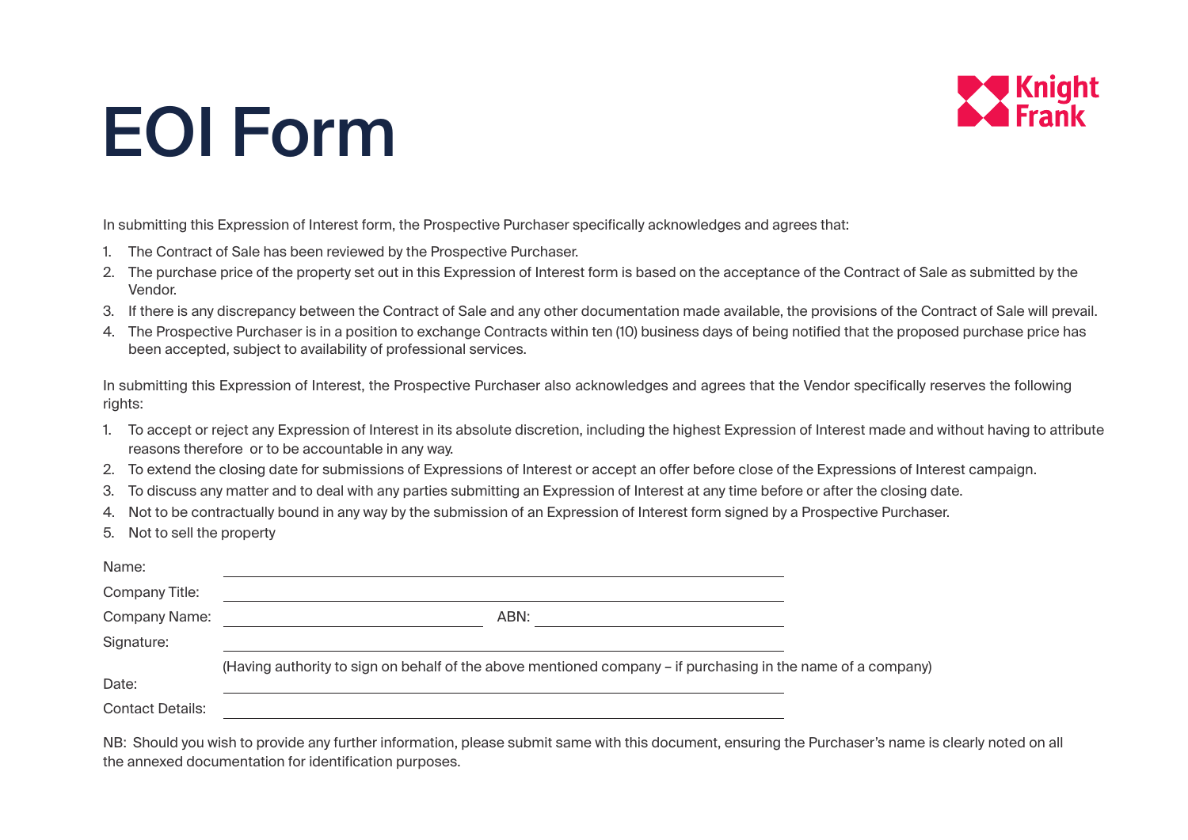# EOI Form

Knight Frank

In submitting this Expression of Interest form, the Prospective Purchaser specifically acknowledges and agrees that:

1. The Contract of Sale has been reviewed by the Prospective Purchaser.
2. The purchase price of the property set out in this Expression of Interest form is based on the acceptance of the Contract of Sale as submitted by the Vendor.
3. If there is any discrepancy between the Contract of Sale and any other documentation made available, the provisions of the Contract of Sale will prevail.
4. The Prospective Purchaser is in a position to exchange Contracts within ten (10) business days of being notified that the proposed purchase price has been accepted, subject to availability of professional services.

In submitting this Expression of Interest, the Prospective Purchaser also acknowledges and agrees that the Vendor specifically reserves the following rights:

1. To accept or reject any Expression of Interest in its absolute discretion, including the highest Expression of Interest made and without having to attribute reasons therefore or to be accountable in any way.
2. To extend the closing date for submissions of Expressions of Interest or accept an offer before close of the Expressions of Interest campaign.
3. To discuss any matter and to deal with any parties submitting an Expression of Interest at any time before or after the closing date.
4. Not to be contractually bound in any way by the submission of an Expression of Interest form signed by a Prospective Purchaser.
5. Not to sell the property

Name: ______________________________

Company Title: ______________________________

Company Name: ____________________ ABN: ____________________

Signature: ______________________________

(Having authority to sign on behalf of the above mentioned company – if purchasing in the name of a company)

Date: ______________________________

Contact Details: ______________________________

NB: Should you wish to provide any further information, please submit same with this document, ensuring the Purchaser's name is clearly noted on all the annexed documentation for identification purposes.